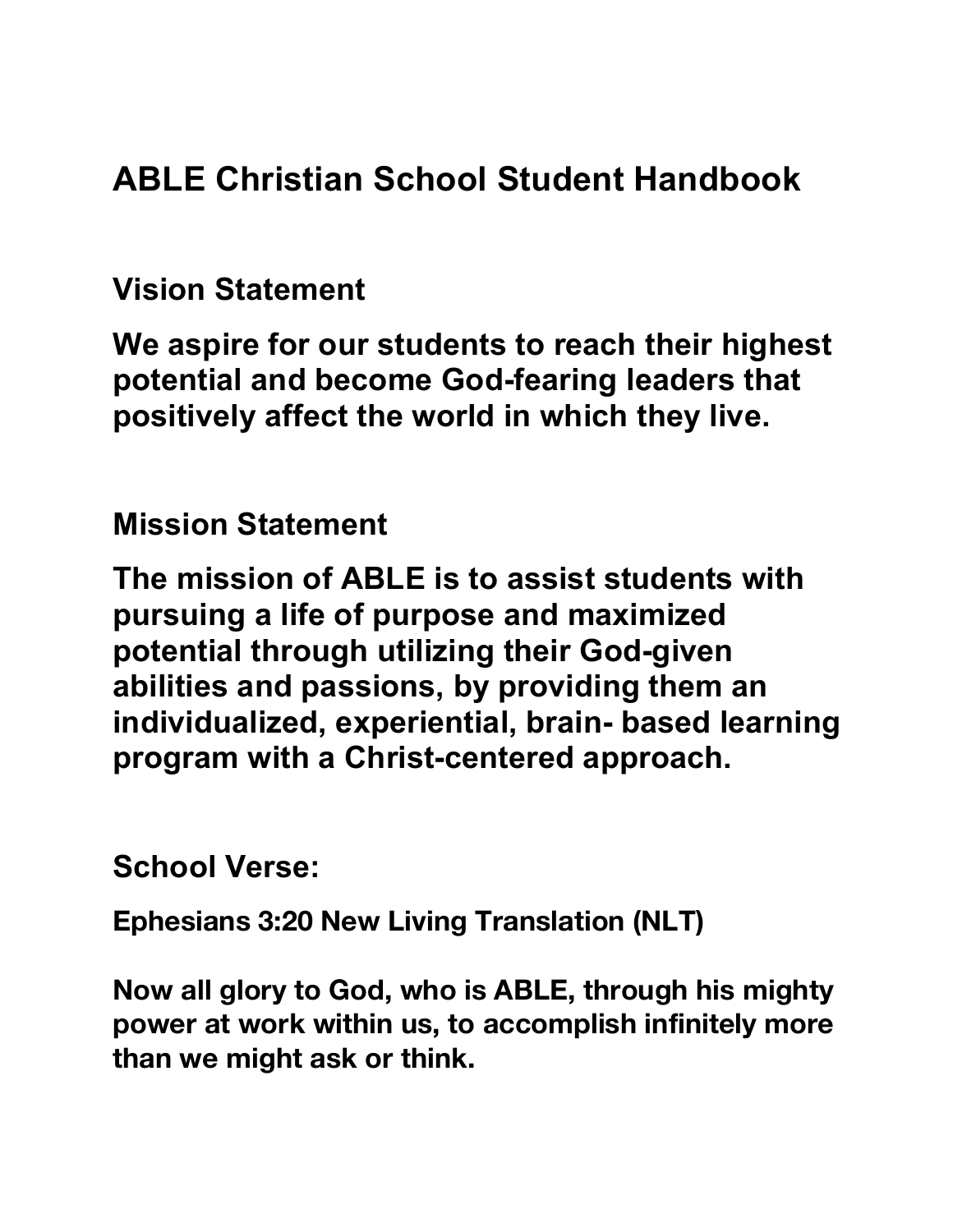# ABLE Christian School Student Handbook

## Vision Statement

**We aspire for our students to reach their highest potential and become God-fearing leaders that positively affect the world in which they live.**

## Mission Statement

**The mission of ABLE is to assist students with pursuing a life of purpose and maximized potential through utilizing their God-given abilities and passions, by providing them an individualized, experiential, brain- based learning program with a Christ-centered approach.**

## School Verse:

**Ephesians 3:20 New Living Translation (NLT)**

**Now all glory to God, who is ABLE, through his mighty power at work within us, to accomplish infinitely more than we might ask or think.**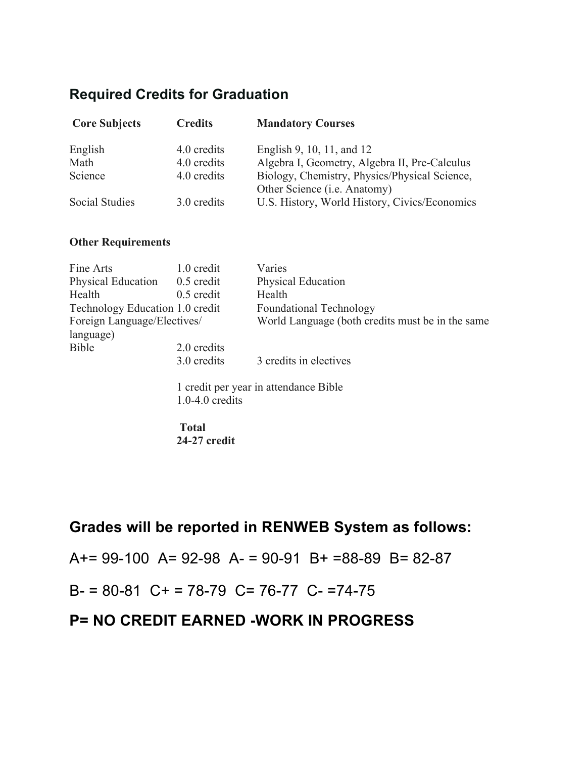## Required Credits for Graduation

| Core Subjects | Credits | Mandatory Courses |
|---|---|---|
| English | 4.0 credits | English 9, 10, 11, and 12 |
| Math | 4.0 credits | Algebra I, Geometry, Algebra II, Pre-Calculus |
| Science | 4.0 credits | Biology, Chemistry, Physics/Physical Science, Other Science (i.e. Anatomy) |
| Social Studies | 3.0 credits | U.S. History, World History, Civics/Economics |

**Other Requirements**

| | | |
|---|---|---|
| Fine Arts | 1.0 credit | Varies |
| Physical Education | 0.5 credit | Physical Education |
| Health | 0.5 credit | Health |
| Technology Education | 1.0 credit | Foundational Technology |
| Foreign Language/Electives/ | | World Language (both credits must be in the same language) |
| Bible | 2.0 credits | |
| | 3.0 credits | 3 credits in electives |
| | 1 credit per year in attendance Bible 1.0-4.0 credits | |
| | **Total 24-27 credit** | |

## Grades will be reported in RENWEB System as follows:

A+= 99-100 A= 92-98 A- = 90-91 B+ =88-89 B= 82-87

B- = 80-81 C+ = 78-79 C= 76-77 C- =74-75

## P= NO CREDIT EARNED -WORK IN PROGRESS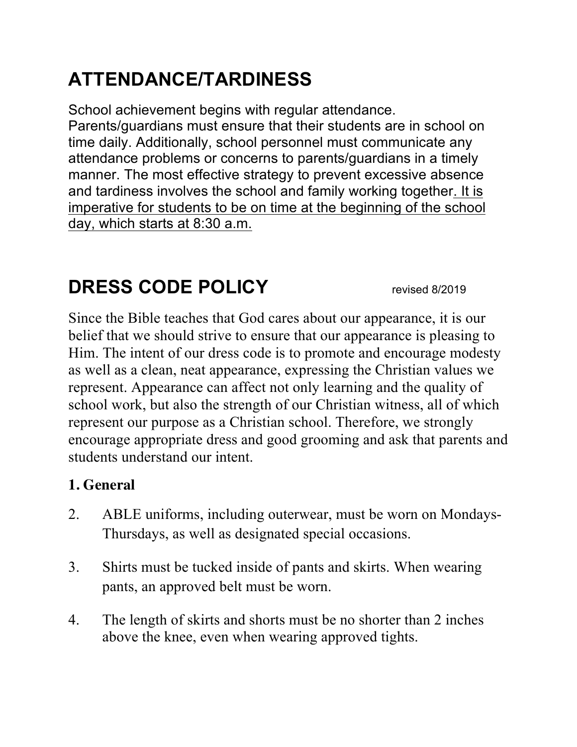# ATTENDANCE/TARDINESS

School achievement begins with regular attendance. Parents/guardians must ensure that their students are in school on time daily. Additionally, school personnel must communicate any attendance problems or concerns to parents/guardians in a timely manner. The most effective strategy to prevent excessive absence and tardiness involves the school and family working together. <u>It is imperative for students to be on time at the beginning of the school day, which starts at 8:30 a.m.</u>

# DRESS CODE POLICY

revised 8/2019

Since the Bible teaches that God cares about our appearance, it is our belief that we should strive to ensure that our appearance is pleasing to Him. The intent of our dress code is to promote and encourage modesty as well as a clean, neat appearance, expressing the Christian values we represent. Appearance can affect not only learning and the quality of school work, but also the strength of our Christian witness, all of which represent our purpose as a Christian school. Therefore, we strongly encourage appropriate dress and good grooming and ask that parents and students understand our intent.

**1. General**

2. ABLE uniforms, including outerwear, must be worn on Mondays-Thursdays, as well as designated special occasions.

3. Shirts must be tucked inside of pants and skirts. When wearing pants, an approved belt must be worn.

4. The length of skirts and shorts must be no shorter than 2 inches above the knee, even when wearing approved tights.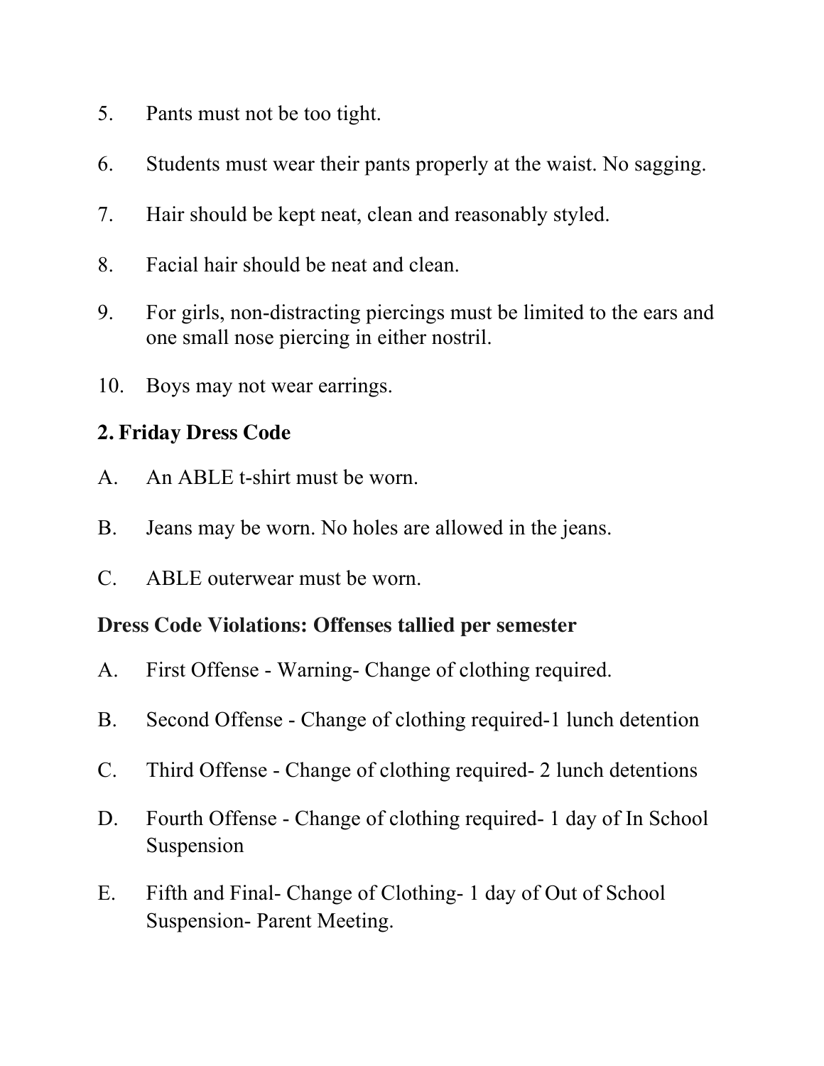5. Pants must not be too tight.

6. Students must wear their pants properly at the waist. No sagging.

7. Hair should be kept neat, clean and reasonably styled.

8. Facial hair should be neat and clean.

9. For girls, non-distracting piercings must be limited to the ears and one small nose piercing in either nostril.

10. Boys may not wear earrings.

**2. Friday Dress Code**

A. An ABLE t-shirt must be worn.

B. Jeans may be worn. No holes are allowed in the jeans.

C. ABLE outerwear must be worn.

**Dress Code Violations: Offenses tallied per semester**

A. First Offense - Warning- Change of clothing required.

B. Second Offense - Change of clothing required-1 lunch detention

C. Third Offense - Change of clothing required- 2 lunch detentions

D. Fourth Offense - Change of clothing required- 1 day of In School Suspension

E. Fifth and Final- Change of Clothing- 1 day of Out of School Suspension- Parent Meeting.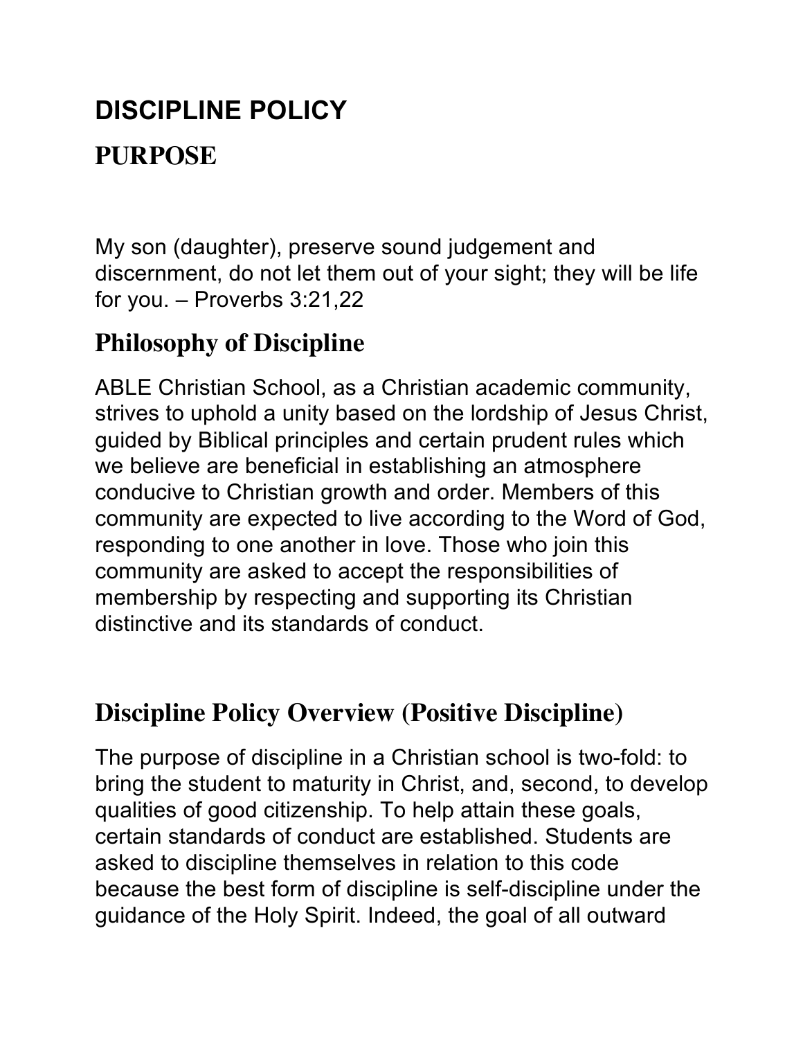# DISCIPLINE POLICY

## PURPOSE

My son (daughter), preserve sound judgement and discernment, do not let them out of your sight; they will be life for you. – Proverbs 3:21,22

## Philosophy of Discipline

ABLE Christian School, as a Christian academic community, strives to uphold a unity based on the lordship of Jesus Christ, guided by Biblical principles and certain prudent rules which we believe are beneficial in establishing an atmosphere conducive to Christian growth and order. Members of this community are expected to live according to the Word of God, responding to one another in love. Those who join this community are asked to accept the responsibilities of membership by respecting and supporting its Christian distinctive and its standards of conduct.

## Discipline Policy Overview (Positive Discipline)

The purpose of discipline in a Christian school is two-fold: to bring the student to maturity in Christ, and, second, to develop qualities of good citizenship. To help attain these goals, certain standards of conduct are established. Students are asked to discipline themselves in relation to this code because the best form of discipline is self-discipline under the guidance of the Holy Spirit. Indeed, the goal of all outward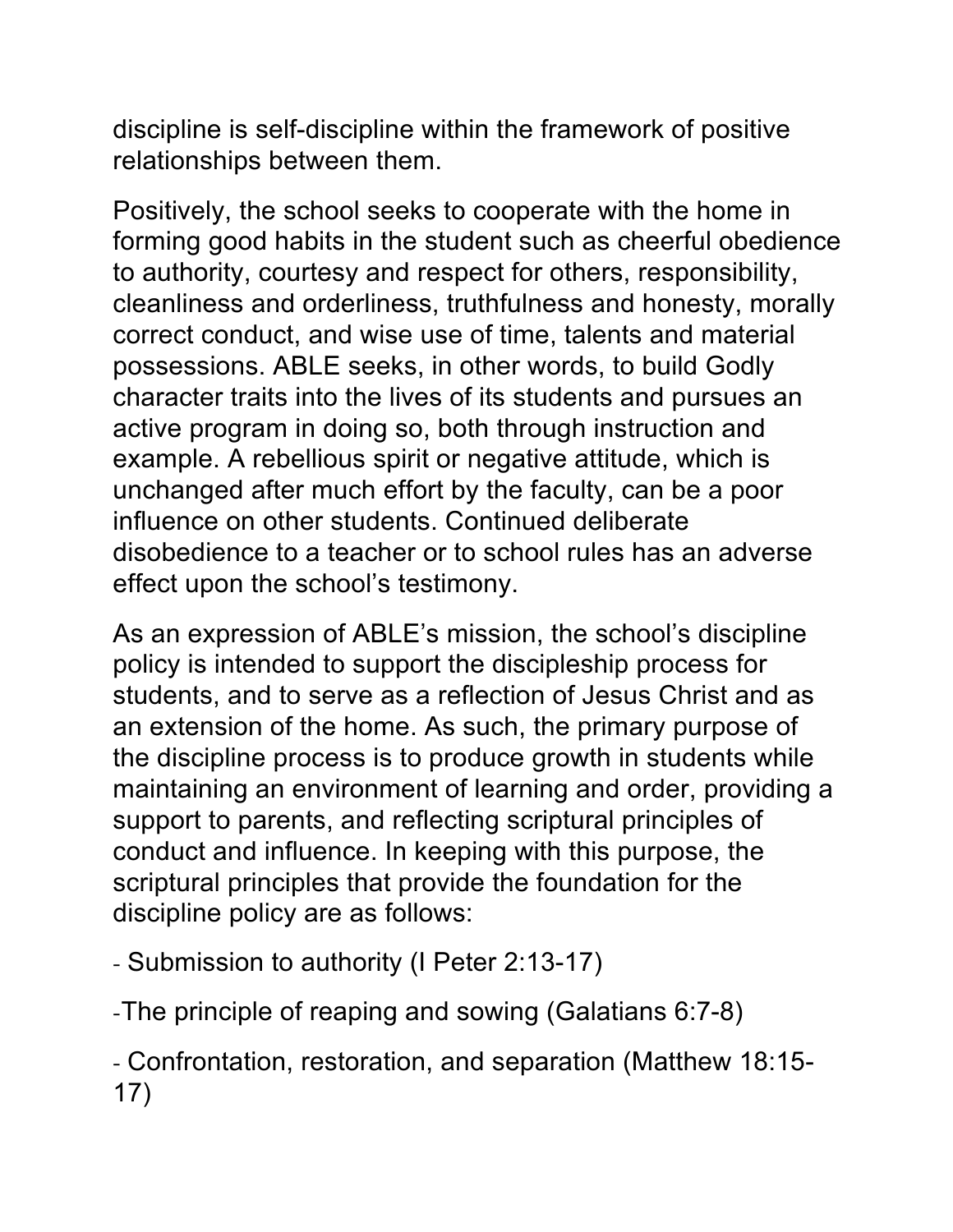discipline is self-discipline within the framework of positive relationships between them.

Positively, the school seeks to cooperate with the home in forming good habits in the student such as cheerful obedience to authority, courtesy and respect for others, responsibility, cleanliness and orderliness, truthfulness and honesty, morally correct conduct, and wise use of time, talents and material possessions. ABLE seeks, in other words, to build Godly character traits into the lives of its students and pursues an active program in doing so, both through instruction and example. A rebellious spirit or negative attitude, which is unchanged after much effort by the faculty, can be a poor influence on other students. Continued deliberate disobedience to a teacher or to school rules has an adverse effect upon the school's testimony.

As an expression of ABLE's mission, the school's discipline policy is intended to support the discipleship process for students, and to serve as a reflection of Jesus Christ and as an extension of the home. As such, the primary purpose of the discipline process is to produce growth in students while maintaining an environment of learning and order, providing a support to parents, and reflecting scriptural principles of conduct and influence. In keeping with this purpose, the scriptural principles that provide the foundation for the discipline policy are as follows:

- Submission to authority (I Peter 2:13-17)
- The principle of reaping and sowing (Galatians 6:7-8)
- Confrontation, restoration, and separation (Matthew 18:15-17)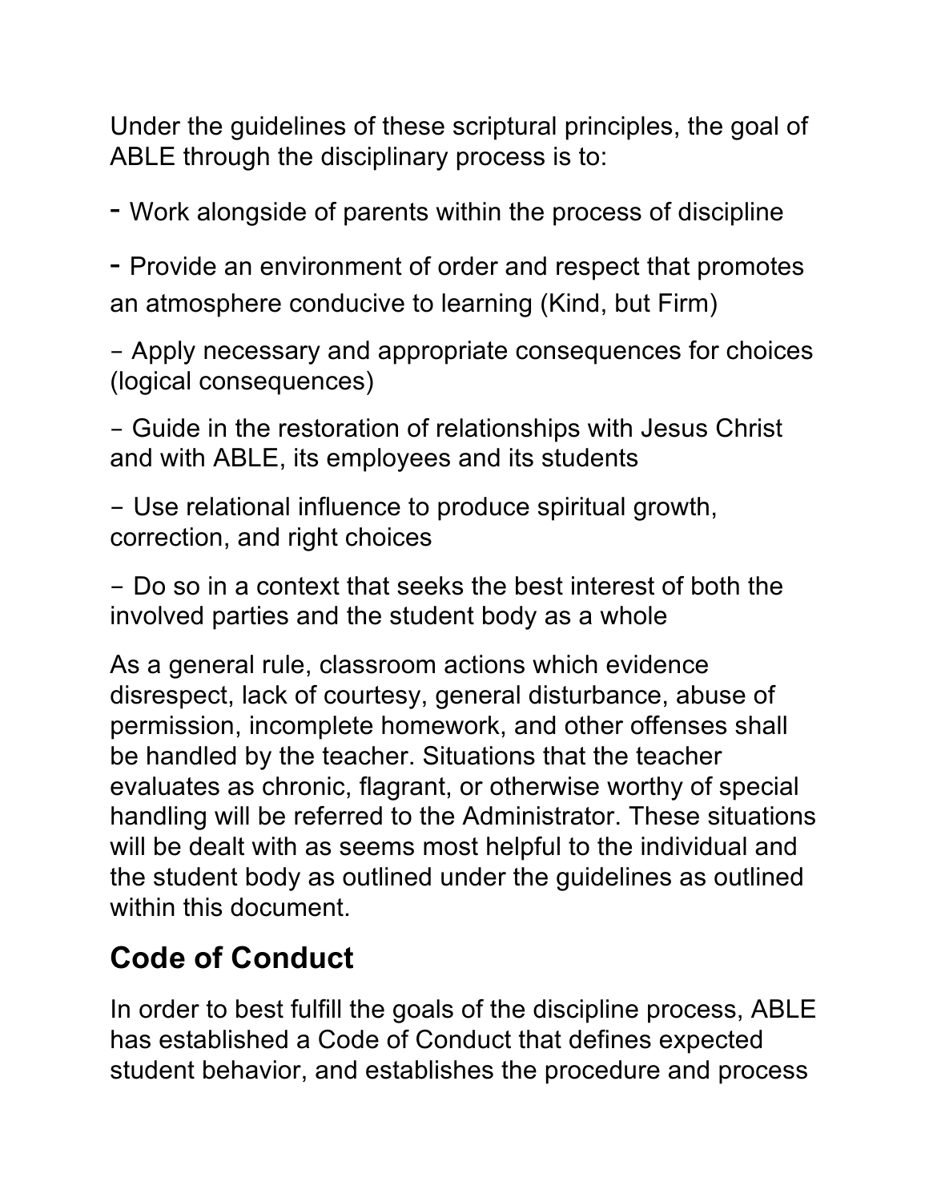Under the guidelines of these scriptural principles, the goal of ABLE through the disciplinary process is to:

- Work alongside of parents within the process of discipline
- Provide an environment of order and respect that promotes an atmosphere conducive to learning (Kind, but Firm)
- Apply necessary and appropriate consequences for choices (logical consequences)
- Guide in the restoration of relationships with Jesus Christ and with ABLE, its employees and its students
- Use relational influence to produce spiritual growth, correction, and right choices
- Do so in a context that seeks the best interest of both the involved parties and the student body as a whole

As a general rule, classroom actions which evidence disrespect, lack of courtesy, general disturbance, abuse of permission, incomplete homework, and other offenses shall be handled by the teacher. Situations that the teacher evaluates as chronic, flagrant, or otherwise worthy of special handling will be referred to the Administrator. These situations will be dealt with as seems most helpful to the individual and the student body as outlined under the guidelines as outlined within this document.

## Code of Conduct

In order to best fulfill the goals of the discipline process, ABLE has established a Code of Conduct that defines expected student behavior, and establishes the procedure and process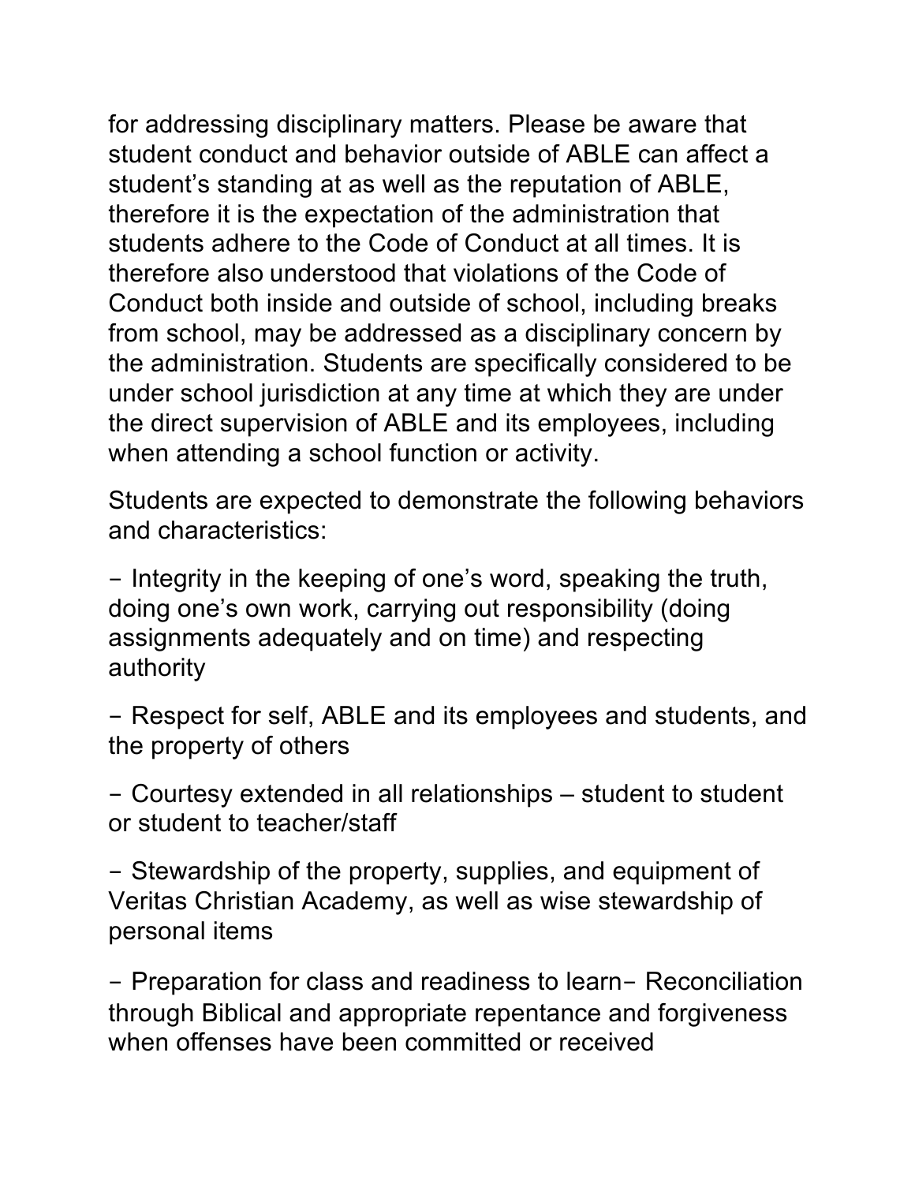for addressing disciplinary matters. Please be aware that student conduct and behavior outside of ABLE can affect a student's standing at as well as the reputation of ABLE, therefore it is the expectation of the administration that students adhere to the Code of Conduct at all times. It is therefore also understood that violations of the Code of Conduct both inside and outside of school, including breaks from school, may be addressed as a disciplinary concern by the administration. Students are specifically considered to be under school jurisdiction at any time at which they are under the direct supervision of ABLE and its employees, including when attending a school function or activity.

Students are expected to demonstrate the following behaviors and characteristics:

- Integrity in the keeping of one's word, speaking the truth, doing one's own work, carrying out responsibility (doing assignments adequately and on time) and respecting authority

- Respect for self, ABLE and its employees and students, and the property of others

- Courtesy extended in all relationships – student to student or student to teacher/staff

- Stewardship of the property, supplies, and equipment of Veritas Christian Academy, as well as wise stewardship of personal items

- Preparation for class and readiness to learn- Reconciliation through Biblical and appropriate repentance and forgiveness when offenses have been committed or received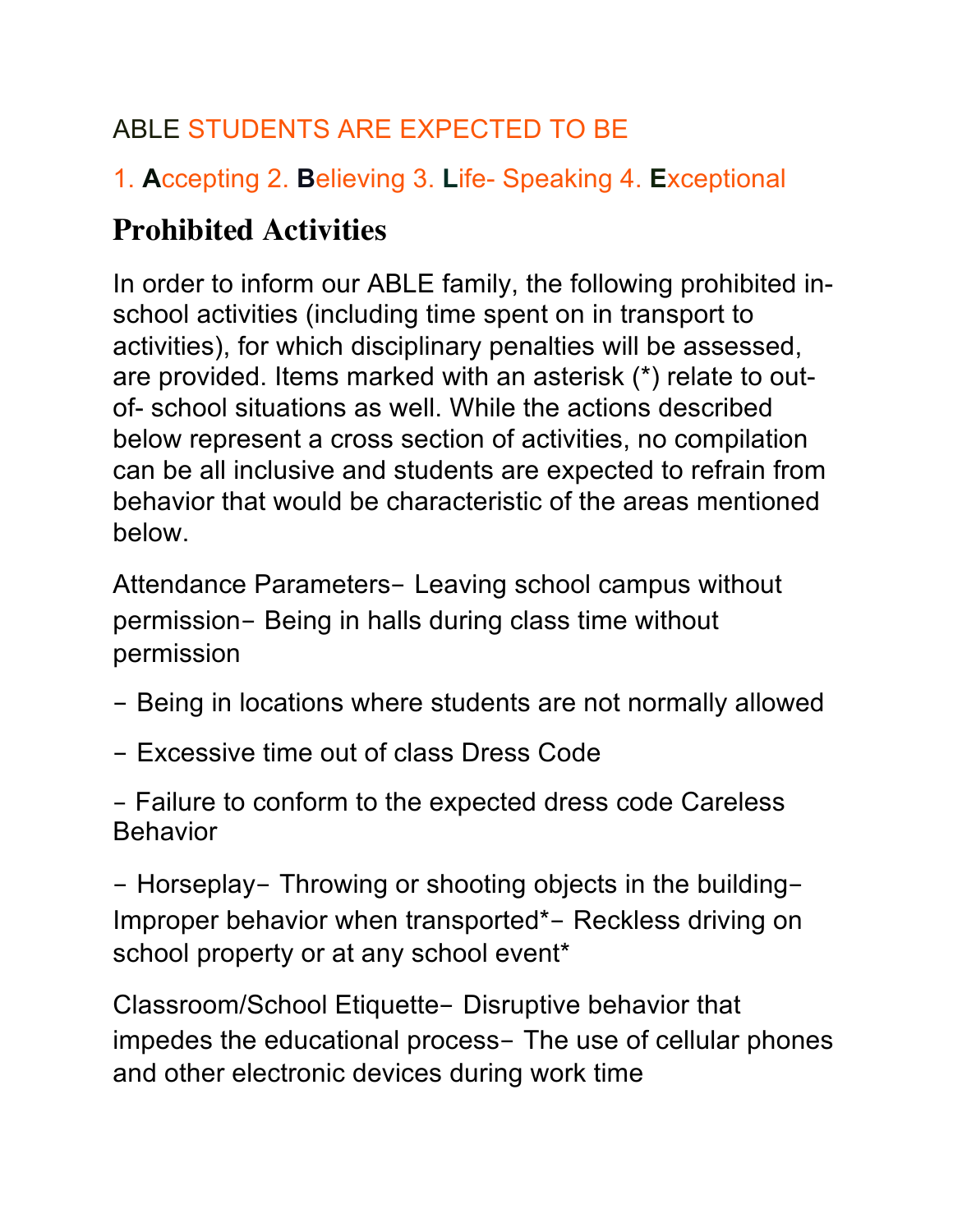ABLE STUDENTS ARE EXPECTED TO BE

1. **A**ccepting 2. **B**elieving 3. **L**ife- Speaking 4. **E**xceptional

# Prohibited Activities

In order to inform our ABLE family, the following prohibited in-school activities (including time spent on in transport to activities), for which disciplinary penalties will be assessed, are provided. Items marked with an asterisk (*) relate to out-of- school situations as well. While the actions described below represent a cross section of activities, no compilation can be all inclusive and students are expected to refrain from behavior that would be characteristic of the areas mentioned below.

Attendance Parameters– Leaving school campus without permission– Being in halls during class time without permission

– Being in locations where students are not normally allowed

– Excessive time out of class Dress Code

– Failure to conform to the expected dress code Careless Behavior

– Horseplay– Throwing or shooting objects in the building– Improper behavior when transported*– Reckless driving on school property or at any school event*

Classroom/School Etiquette– Disruptive behavior that impedes the educational process– The use of cellular phones and other electronic devices during work time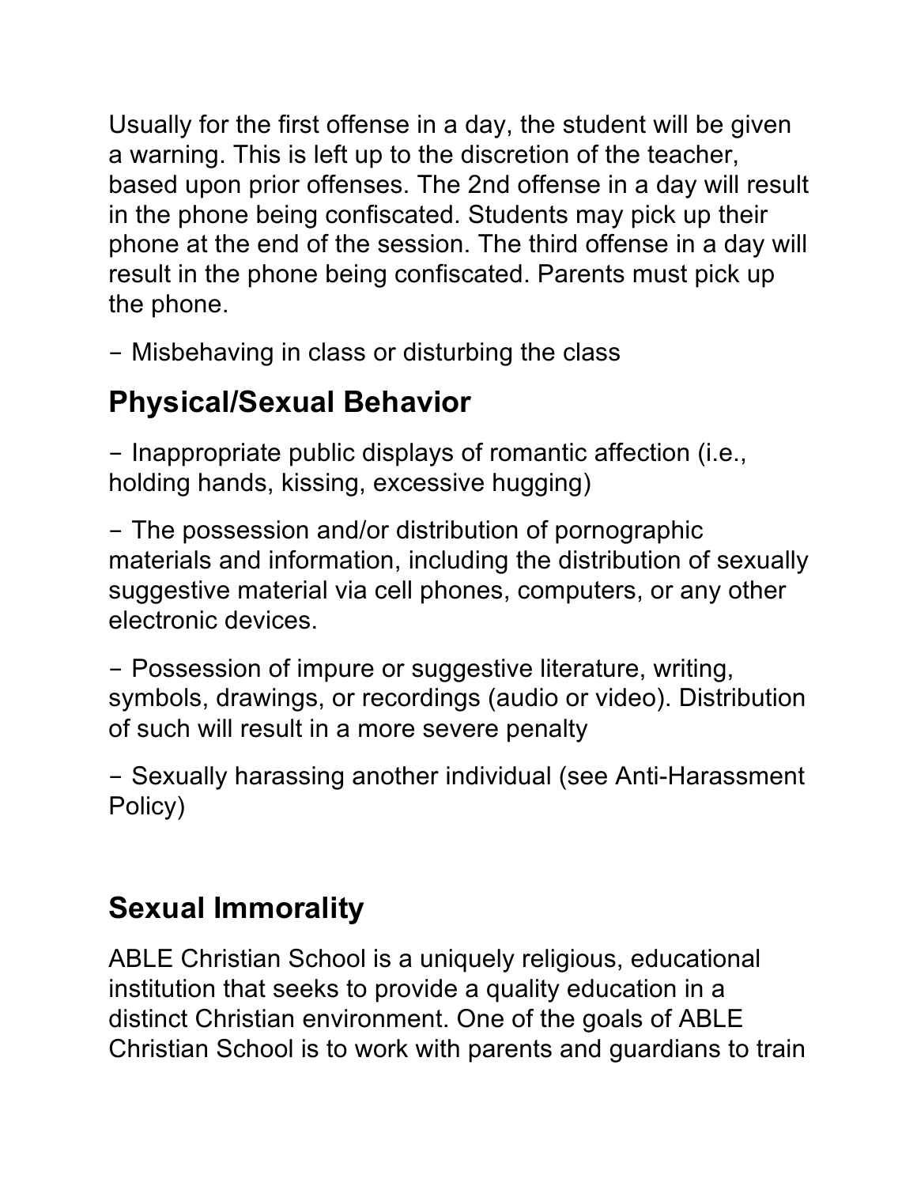Usually for the first offense in a day, the student will be given a warning. This is left up to the discretion of the teacher, based upon prior offenses. The 2nd offense in a day will result in the phone being confiscated. Students may pick up their phone at the end of the session. The third offense in a day will result in the phone being confiscated. Parents must pick up the phone.

- Misbehaving in class or disturbing the class

## Physical/Sexual Behavior

- Inappropriate public displays of romantic affection (i.e., holding hands, kissing, excessive hugging)

- The possession and/or distribution of pornographic materials and information, including the distribution of sexually suggestive material via cell phones, computers, or any other electronic devices.

- Possession of impure or suggestive literature, writing, symbols, drawings, or recordings (audio or video). Distribution of such will result in a more severe penalty

- Sexually harassing another individual (see Anti-Harassment Policy)

## Sexual Immorality

ABLE Christian School is a uniquely religious, educational institution that seeks to provide a quality education in a distinct Christian environment. One of the goals of ABLE Christian School is to work with parents and guardians to train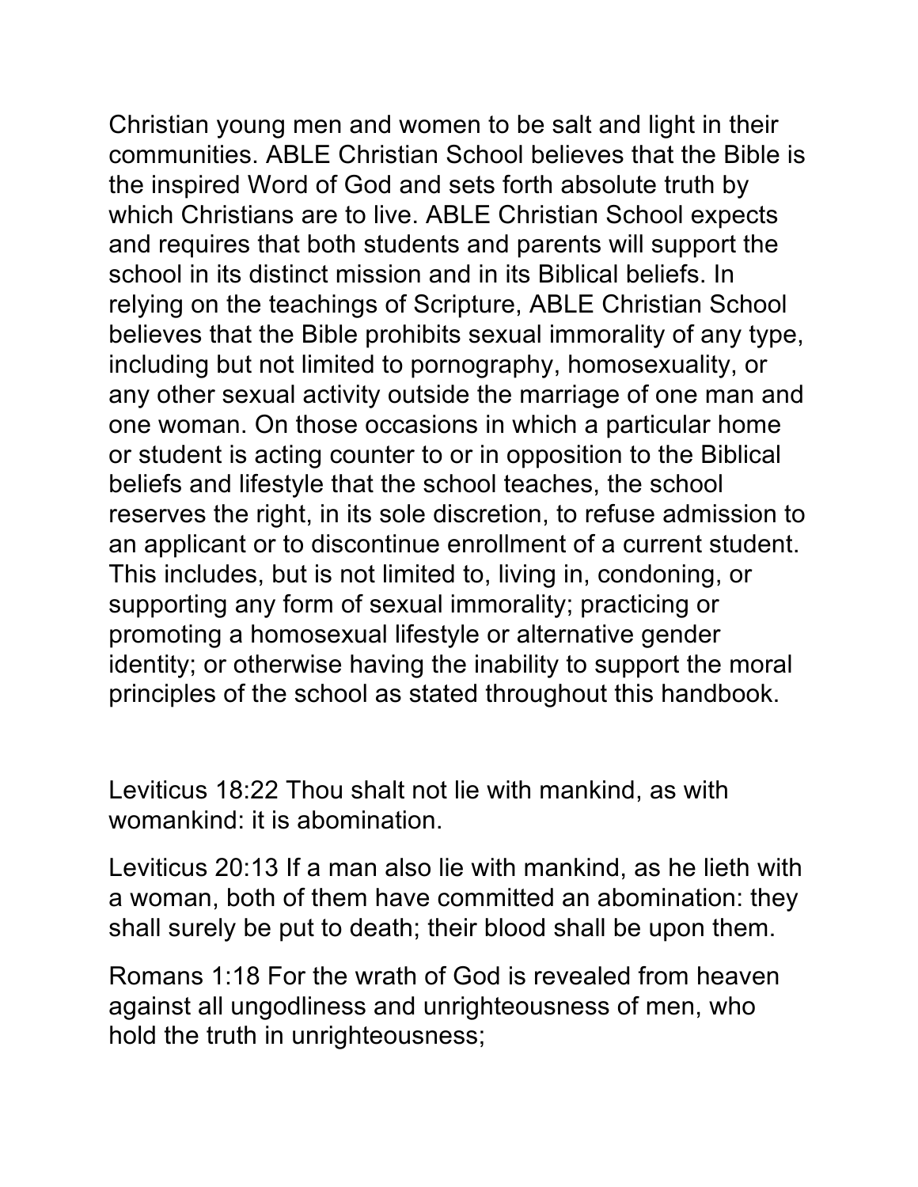Christian young men and women to be salt and light in their communities. ABLE Christian School believes that the Bible is the inspired Word of God and sets forth absolute truth by which Christians are to live. ABLE Christian School expects and requires that both students and parents will support the school in its distinct mission and in its Biblical beliefs. In relying on the teachings of Scripture, ABLE Christian School believes that the Bible prohibits sexual immorality of any type, including but not limited to pornography, homosexuality, or any other sexual activity outside the marriage of one man and one woman. On those occasions in which a particular home or student is acting counter to or in opposition to the Biblical beliefs and lifestyle that the school teaches, the school reserves the right, in its sole discretion, to refuse admission to an applicant or to discontinue enrollment of a current student. This includes, but is not limited to, living in, condoning, or supporting any form of sexual immorality; practicing or promoting a homosexual lifestyle or alternative gender identity; or otherwise having the inability to support the moral principles of the school as stated throughout this handbook.

Leviticus 18:22 Thou shalt not lie with mankind, as with womankind: it is abomination.

Leviticus 20:13 If a man also lie with mankind, as he lieth with a woman, both of them have committed an abomination: they shall surely be put to death; their blood shall be upon them.

Romans 1:18 For the wrath of God is revealed from heaven against all ungodliness and unrighteousness of men, who hold the truth in unrighteousness;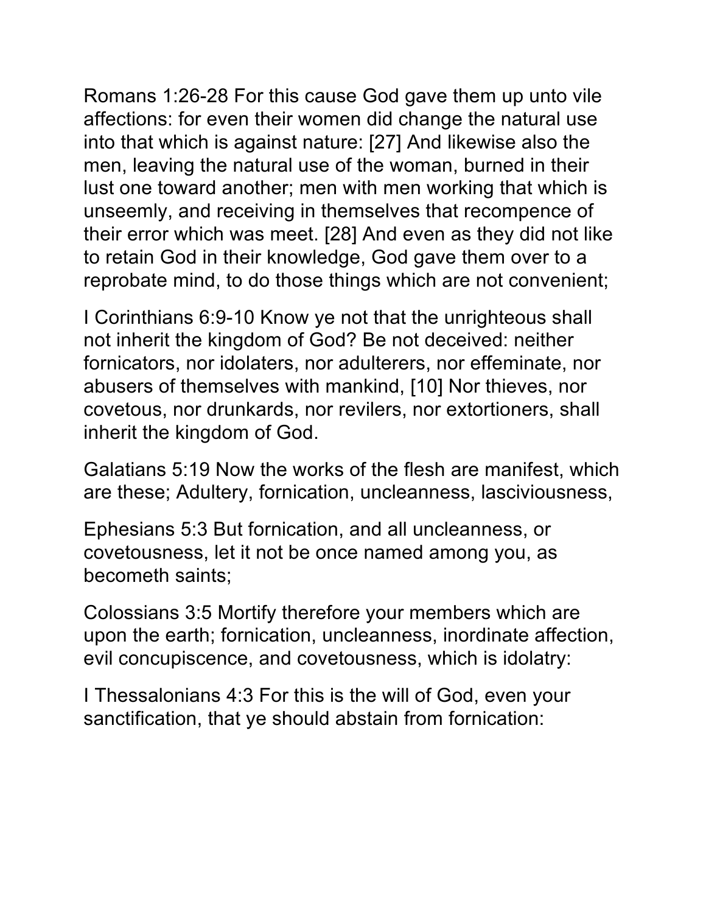Romans 1:26-28 For this cause God gave them up unto vile affections: for even their women did change the natural use into that which is against nature: [27] And likewise also the men, leaving the natural use of the woman, burned in their lust one toward another; men with men working that which is unseemly, and receiving in themselves that recompence of their error which was meet. [28] And even as they did not like to retain God in their knowledge, God gave them over to a reprobate mind, to do those things which are not convenient;

I Corinthians 6:9-10 Know ye not that the unrighteous shall not inherit the kingdom of God? Be not deceived: neither fornicators, nor idolaters, nor adulterers, nor effeminate, nor abusers of themselves with mankind, [10] Nor thieves, nor covetous, nor drunkards, nor revilers, nor extortioners, shall inherit the kingdom of God.

Galatians 5:19 Now the works of the flesh are manifest, which are these; Adultery, fornication, uncleanness, lasciviousness,

Ephesians 5:3 But fornication, and all uncleanness, or covetousness, let it not be once named among you, as becometh saints;

Colossians 3:5 Mortify therefore your members which are upon the earth; fornication, uncleanness, inordinate affection, evil concupiscence, and covetousness, which is idolatry:

I Thessalonians 4:3 For this is the will of God, even your sanctification, that ye should abstain from fornication: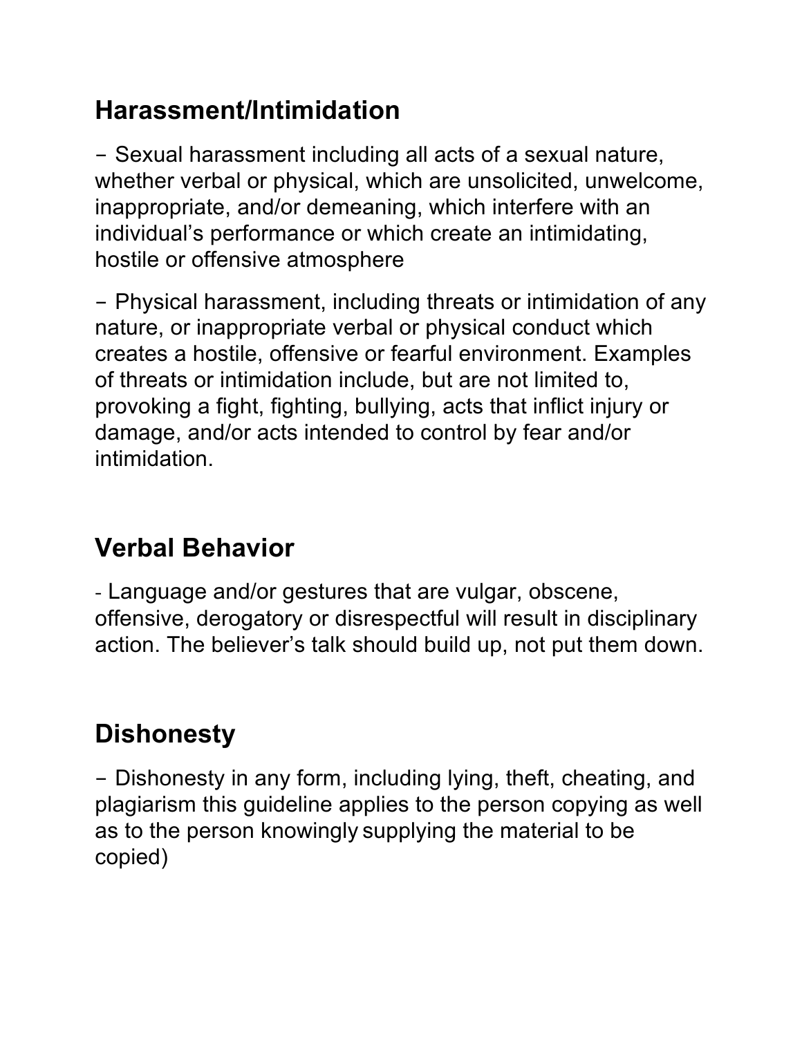## Harassment/Intimidation

- Sexual harassment including all acts of a sexual nature, whether verbal or physical, which are unsolicited, unwelcome, inappropriate, and/or demeaning, which interfere with an individual's performance or which create an intimidating, hostile or offensive atmosphere

- Physical harassment, including threats or intimidation of any nature, or inappropriate verbal or physical conduct which creates a hostile, offensive or fearful environment. Examples of threats or intimidation include, but are not limited to, provoking a fight, fighting, bullying, acts that inflict injury or damage, and/or acts intended to control by fear and/or intimidation.

## Verbal Behavior

- Language and/or gestures that are vulgar, obscene, offensive, derogatory or disrespectful will result in disciplinary action. The believer's talk should build up, not put them down.

## Dishonesty

- Dishonesty in any form, including lying, theft, cheating, and plagiarism this guideline applies to the person copying as well as to the person knowingly supplying the material to be copied)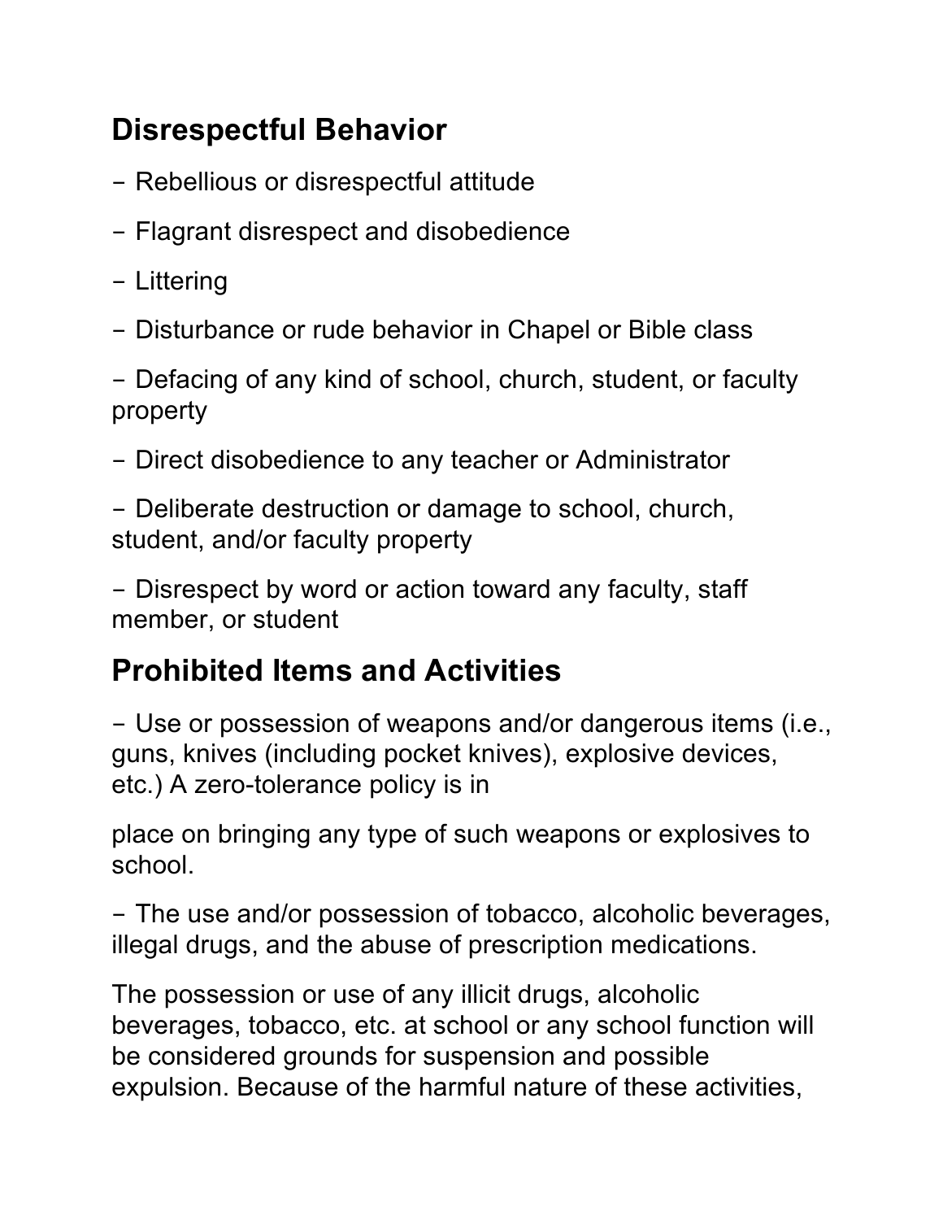## Disrespectful Behavior

- Rebellious or disrespectful attitude
- Flagrant disrespect and disobedience
- Littering
- Disturbance or rude behavior in Chapel or Bible class
- Defacing of any kind of school, church, student, or faculty property
- Direct disobedience to any teacher or Administrator
- Deliberate destruction or damage to school, church, student, and/or faculty property
- Disrespect by word or action toward any faculty, staff member, or student

## Prohibited Items and Activities

- Use or possession of weapons and/or dangerous items (i.e., guns, knives (including pocket knives), explosive devices, etc.) A zero-tolerance policy is in place on bringing any type of such weapons or explosives to school.
- The use and/or possession of tobacco, alcoholic beverages, illegal drugs, and the abuse of prescription medications.

The possession or use of any illicit drugs, alcoholic beverages, tobacco, etc. at school or any school function will be considered grounds for suspension and possible expulsion. Because of the harmful nature of these activities,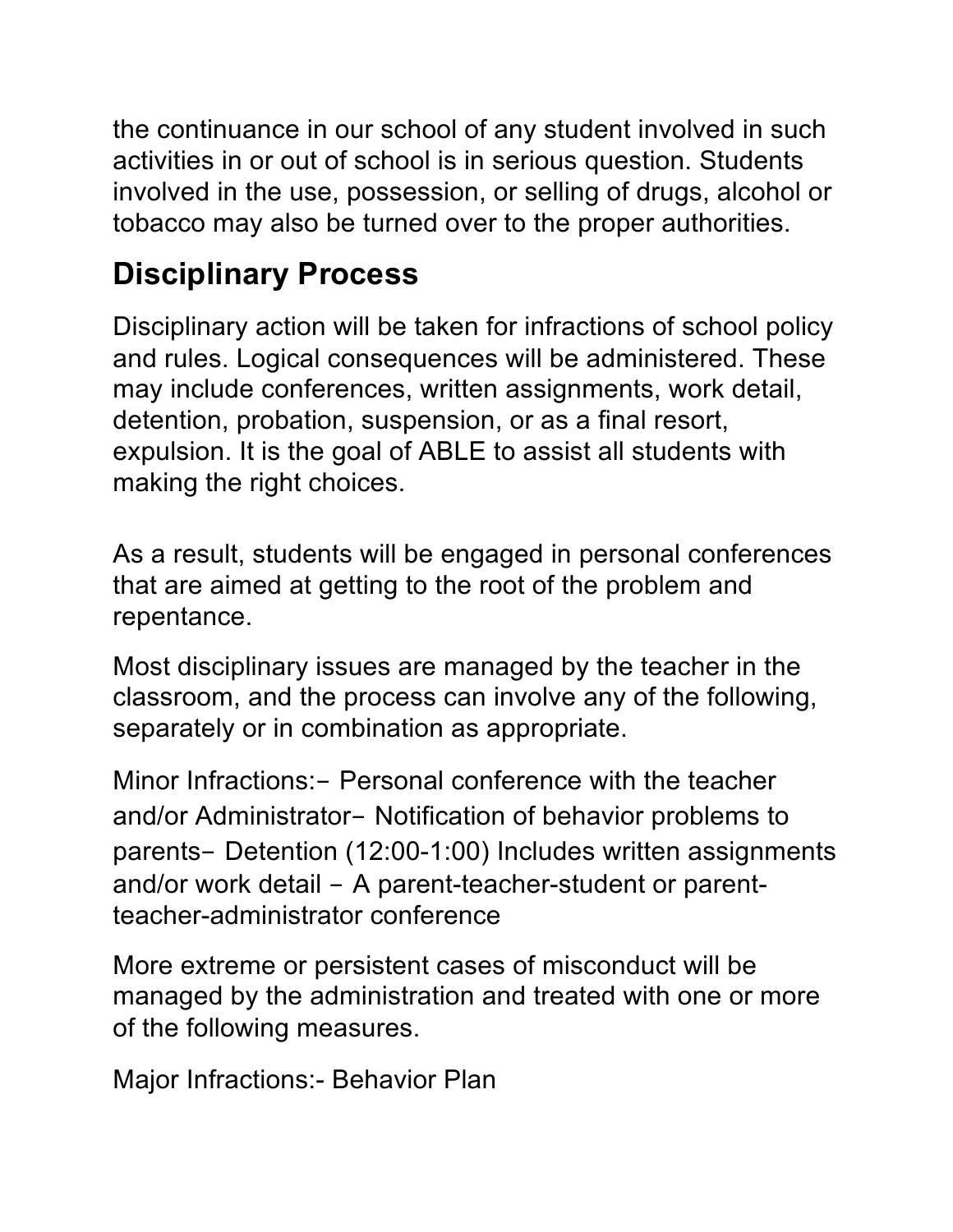the continuance in our school of any student involved in such activities in or out of school is in serious question. Students involved in the use, possession, or selling of drugs, alcohol or tobacco may also be turned over to the proper authorities.

## Disciplinary Process

Disciplinary action will be taken for infractions of school policy and rules. Logical consequences will be administered. These may include conferences, written assignments, work detail, detention, probation, suspension, or as a final resort, expulsion. It is the goal of ABLE to assist all students with making the right choices.

As a result, students will be engaged in personal conferences that are aimed at getting to the root of the problem and repentance.

Most disciplinary issues are managed by the teacher in the classroom, and the process can involve any of the following, separately or in combination as appropriate.

Minor Infractions:− Personal conference with the teacher and/or Administrator− Notification of behavior problems to parents− Detention (12:00-1:00) Includes written assignments and/or work detail − A parent-teacher-student or parent-teacher-administrator conference

More extreme or persistent cases of misconduct will be managed by the administration and treated with one or more of the following measures.

Major Infractions:- Behavior Plan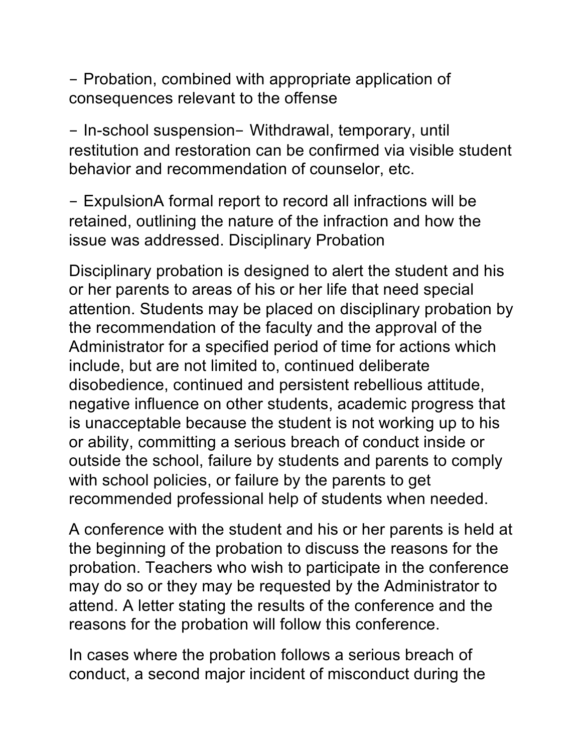- Probation, combined with appropriate application of consequences relevant to the offense

- In-school suspension- Withdrawal, temporary, until restitution and restoration can be confirmed via visible student behavior and recommendation of counselor, etc.

- ExpulsionA formal report to record all infractions will be retained, outlining the nature of the infraction and how the issue was addressed. Disciplinary Probation

Disciplinary probation is designed to alert the student and his or her parents to areas of his or her life that need special attention. Students may be placed on disciplinary probation by the recommendation of the faculty and the approval of the Administrator for a specified period of time for actions which include, but are not limited to, continued deliberate disobedience, continued and persistent rebellious attitude, negative influence on other students, academic progress that is unacceptable because the student is not working up to his or ability, committing a serious breach of conduct inside or outside the school, failure by students and parents to comply with school policies, or failure by the parents to get recommended professional help of students when needed.

A conference with the student and his or her parents is held at the beginning of the probation to discuss the reasons for the probation. Teachers who wish to participate in the conference may do so or they may be requested by the Administrator to attend. A letter stating the results of the conference and the reasons for the probation will follow this conference.

In cases where the probation follows a serious breach of conduct, a second major incident of misconduct during the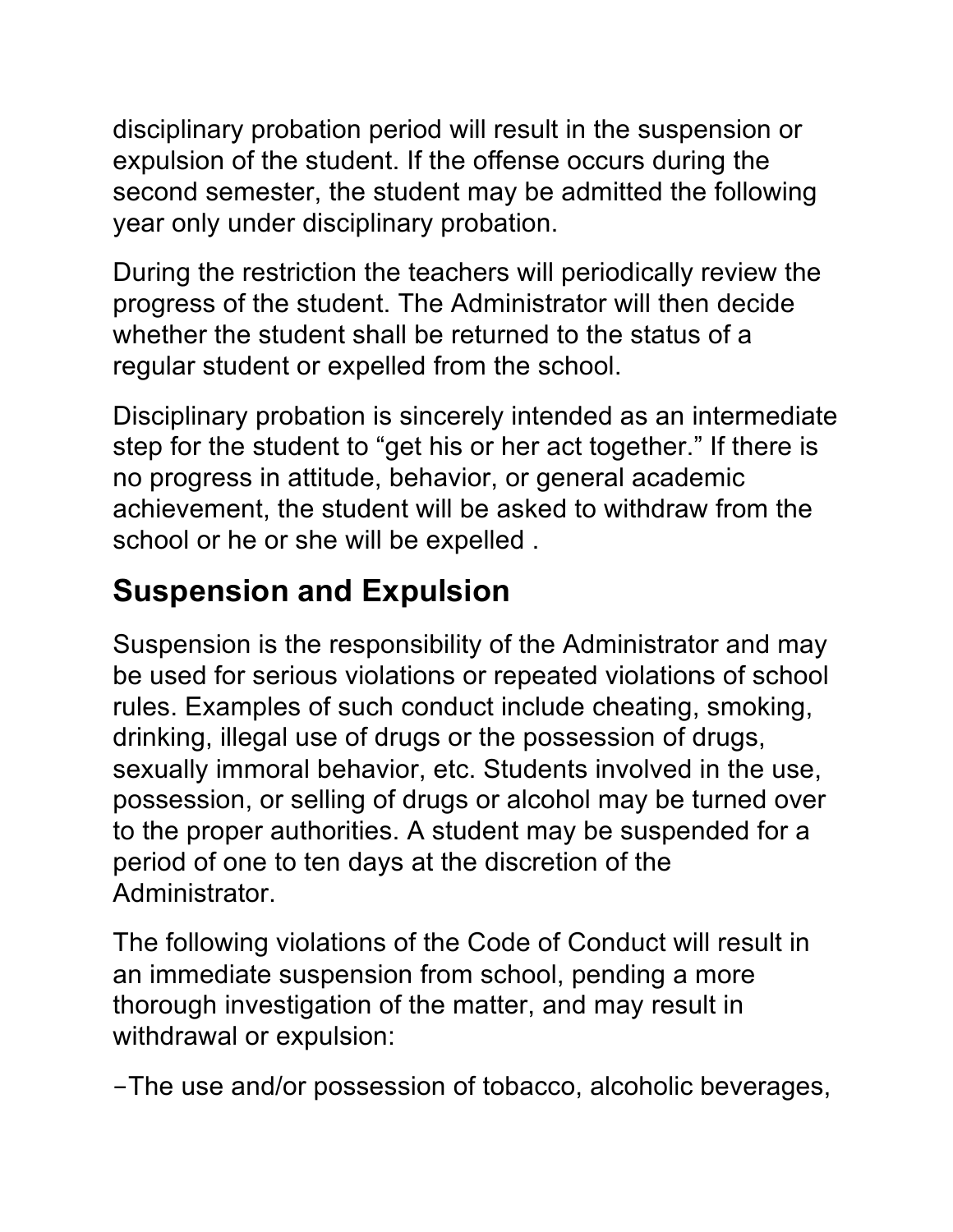disciplinary probation period will result in the suspension or expulsion of the student. If the offense occurs during the second semester, the student may be admitted the following year only under disciplinary probation.

During the restriction the teachers will periodically review the progress of the student. The Administrator will then decide whether the student shall be returned to the status of a regular student or expelled from the school.

Disciplinary probation is sincerely intended as an intermediate step for the student to “get his or her act together.” If there is no progress in attitude, behavior, or general academic achievement, the student will be asked to withdraw from the school or he or she will be expelled .

## Suspension and Expulsion

Suspension is the responsibility of the Administrator and may be used for serious violations or repeated violations of school rules. Examples of such conduct include cheating, smoking, drinking, illegal use of drugs or the possession of drugs, sexually immoral behavior, etc. Students involved in the use, possession, or selling of drugs or alcohol may be turned over to the proper authorities. A student may be suspended for a period of one to ten days at the discretion of the Administrator.

The following violations of the Code of Conduct will result in an immediate suspension from school, pending a more thorough investigation of the matter, and may result in withdrawal or expulsion:

−The use and/or possession of tobacco, alcoholic beverages,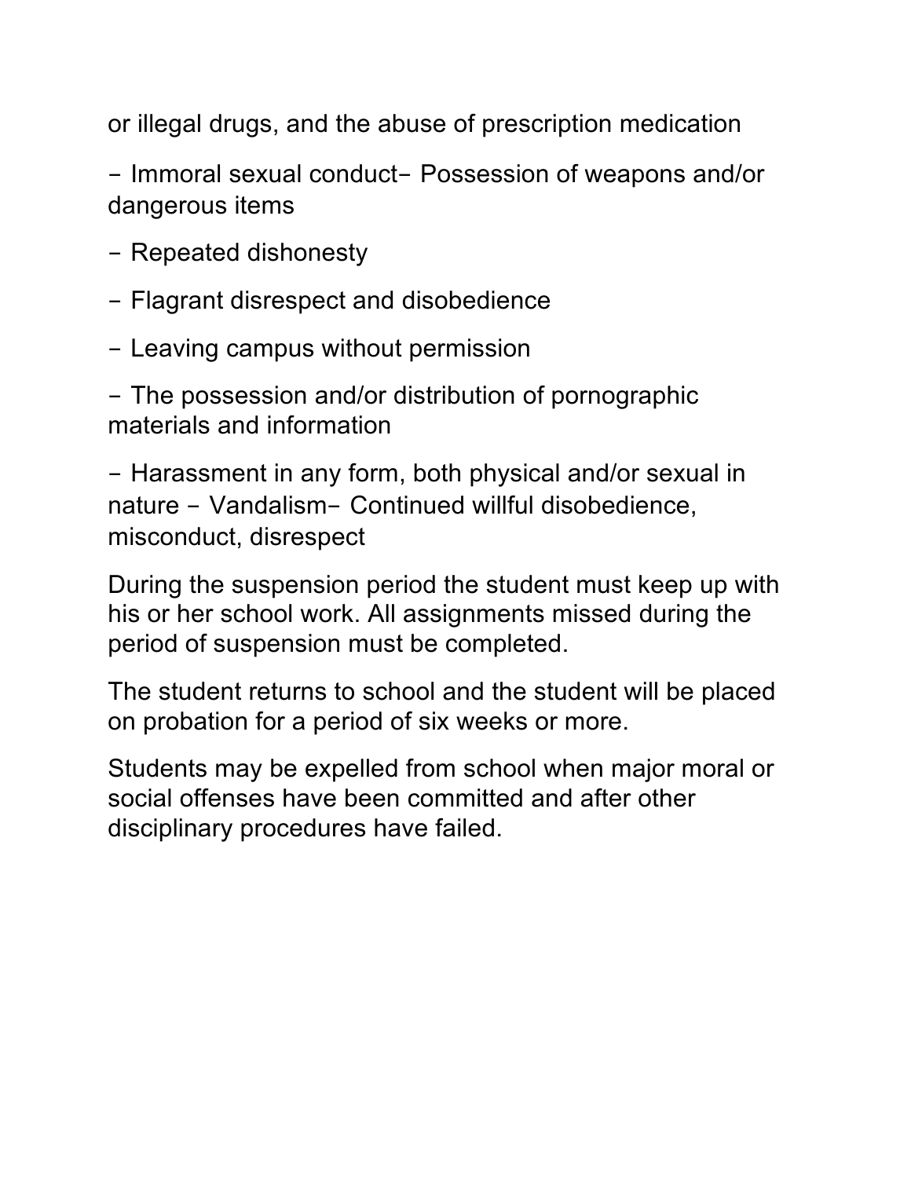or illegal drugs, and the abuse of prescription medication

- Immoral sexual conduct- Possession of weapons and/or dangerous items

- Repeated dishonesty

- Flagrant disrespect and disobedience

- Leaving campus without permission

- The possession and/or distribution of pornographic materials and information

- Harassment in any form, both physical and/or sexual in nature - Vandalism- Continued willful disobedience, misconduct, disrespect

During the suspension period the student must keep up with his or her school work. All assignments missed during the period of suspension must be completed.

The student returns to school and the student will be placed on probation for a period of six weeks or more.

Students may be expelled from school when major moral or social offenses have been committed and after other disciplinary procedures have failed.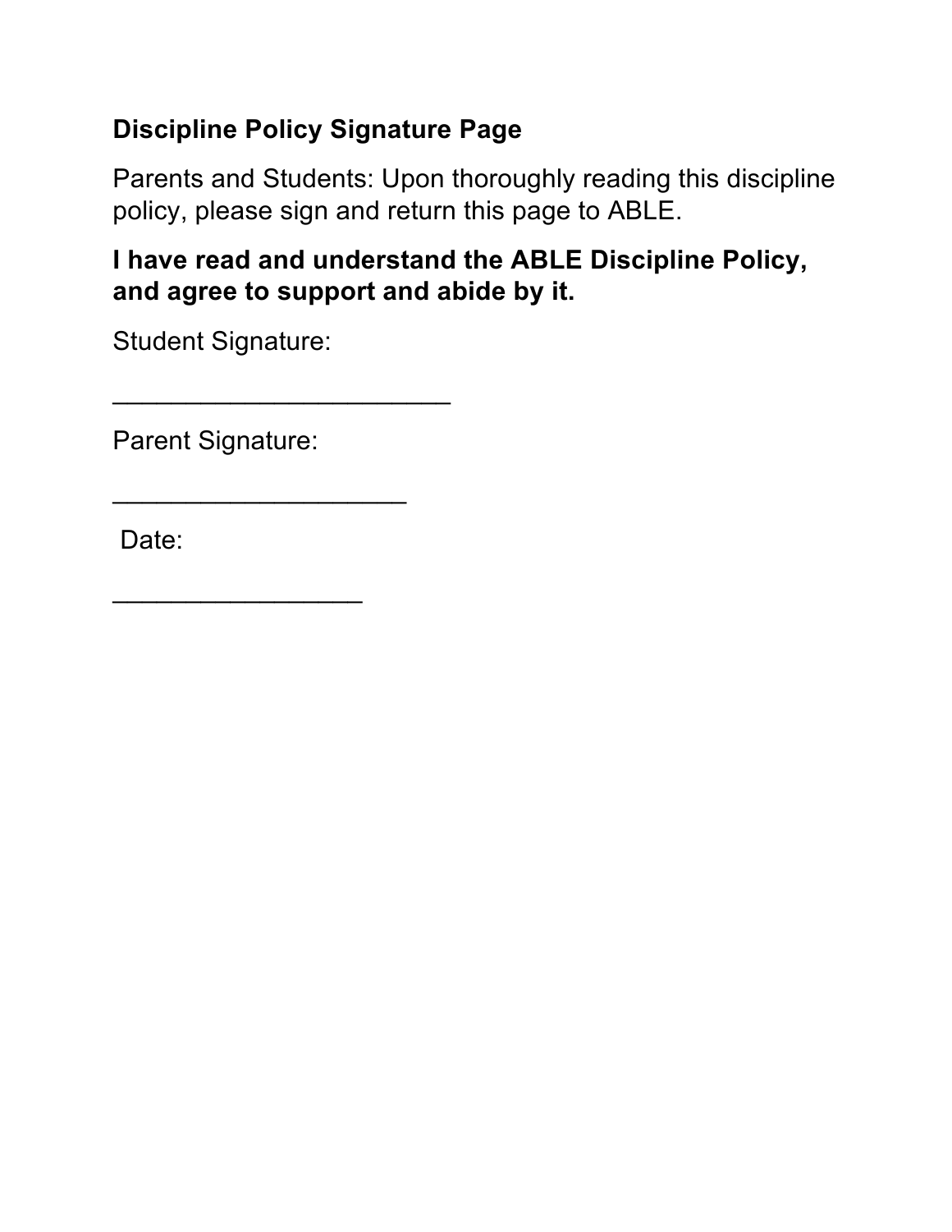## Discipline Policy Signature Page

Parents and Students: Upon thoroughly reading this discipline policy, please sign and return this page to ABLE.

**I have read and understand the ABLE Discipline Policy, and agree to support and abide by it.**

Student Signature:

________________________

Parent Signature:

_____________________

Date:

__________________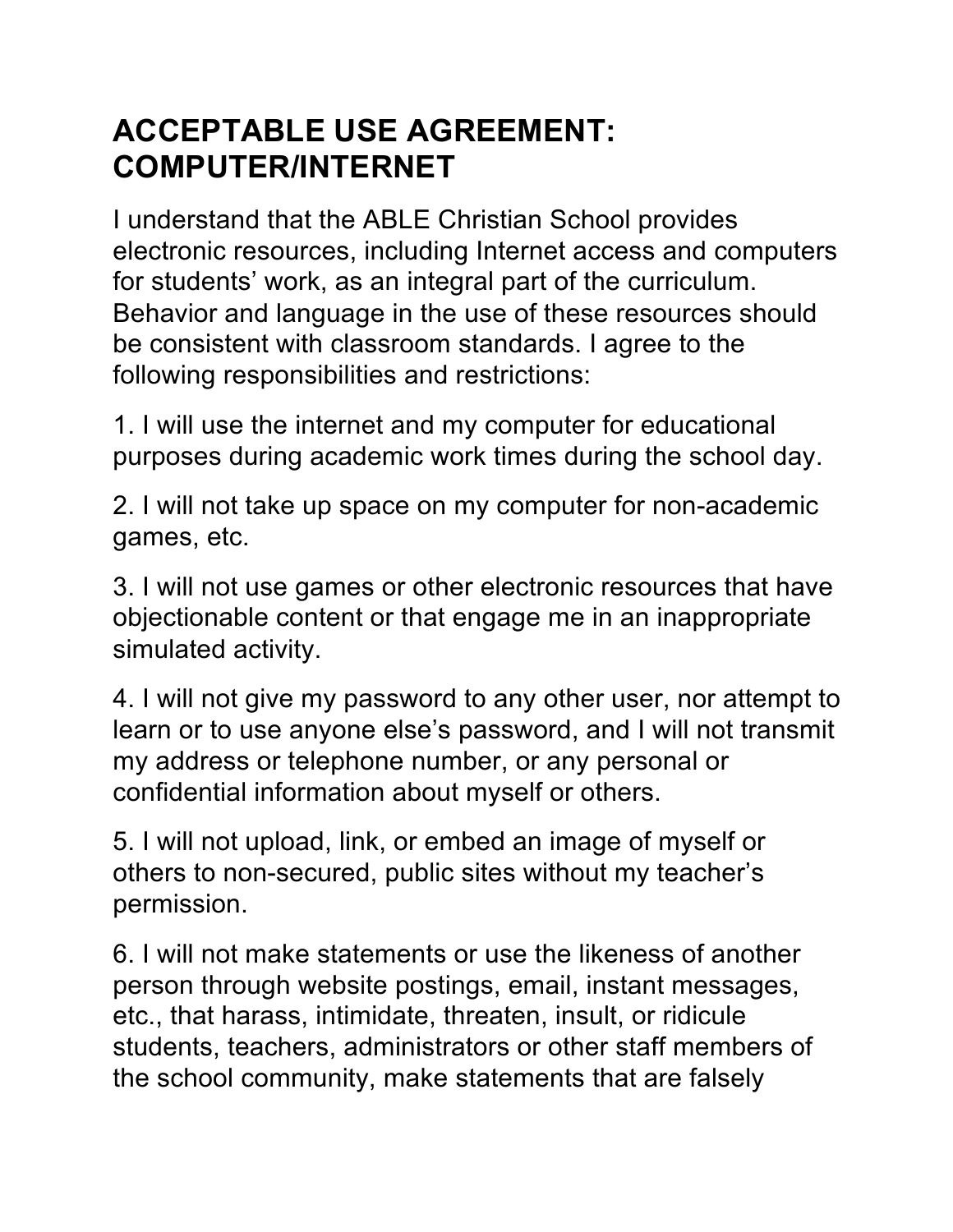# ACCEPTABLE USE AGREEMENT: COMPUTER/INTERNET

I understand that the ABLE Christian School provides electronic resources, including Internet access and computers for students' work, as an integral part of the curriculum. Behavior and language in the use of these resources should be consistent with classroom standards. I agree to the following responsibilities and restrictions:

1. I will use the internet and my computer for educational purposes during academic work times during the school day.

2. I will not take up space on my computer for non-academic games, etc.

3. I will not use games or other electronic resources that have objectionable content or that engage me in an inappropriate simulated activity.

4. I will not give my password to any other user, nor attempt to learn or to use anyone else's password, and I will not transmit my address or telephone number, or any personal or confidential information about myself or others.

5. I will not upload, link, or embed an image of myself or others to non-secured, public sites without my teacher's permission.

6. I will not make statements or use the likeness of another person through website postings, email, instant messages, etc., that harass, intimidate, threaten, insult, or ridicule students, teachers, administrators or other staff members of the school community, make statements that are falsely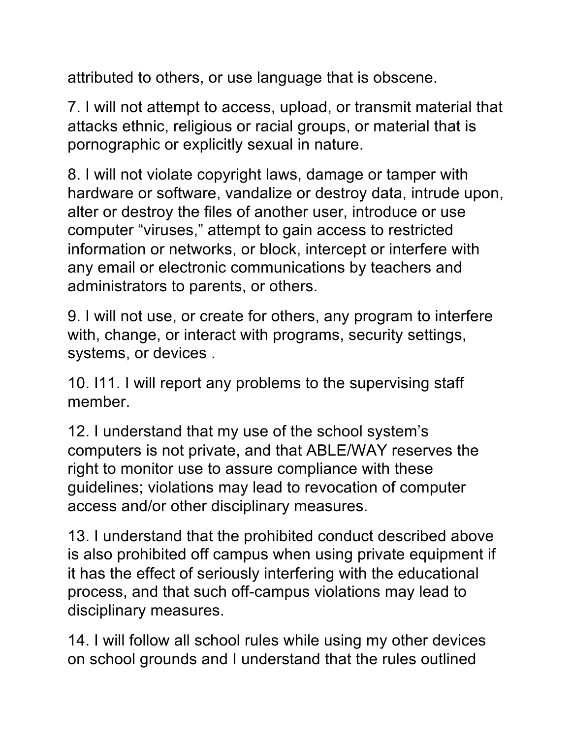attributed to others, or use language that is obscene.

7. I will not attempt to access, upload, or transmit material that attacks ethnic, religious or racial groups, or material that is pornographic or explicitly sexual in nature.

8. I will not violate copyright laws, damage or tamper with hardware or software, vandalize or destroy data, intrude upon, alter or destroy the files of another user, introduce or use computer "viruses," attempt to gain access to restricted information or networks, or block, intercept or interfere with any email or electronic communications by teachers and administrators to parents, or others.

9. I will not use, or create for others, any program to interfere with, change, or interact with programs, security settings, systems, or devices .

10. I11. I will report any problems to the supervising staff member.

12. I understand that my use of the school system's computers is not private, and that ABLE/WAY reserves the right to monitor use to assure compliance with these guidelines; violations may lead to revocation of computer access and/or other disciplinary measures.

13. I understand that the prohibited conduct described above is also prohibited off campus when using private equipment if it has the effect of seriously interfering with the educational process, and that such off-campus violations may lead to disciplinary measures.

14. I will follow all school rules while using my other devices on school grounds and I understand that the rules outlined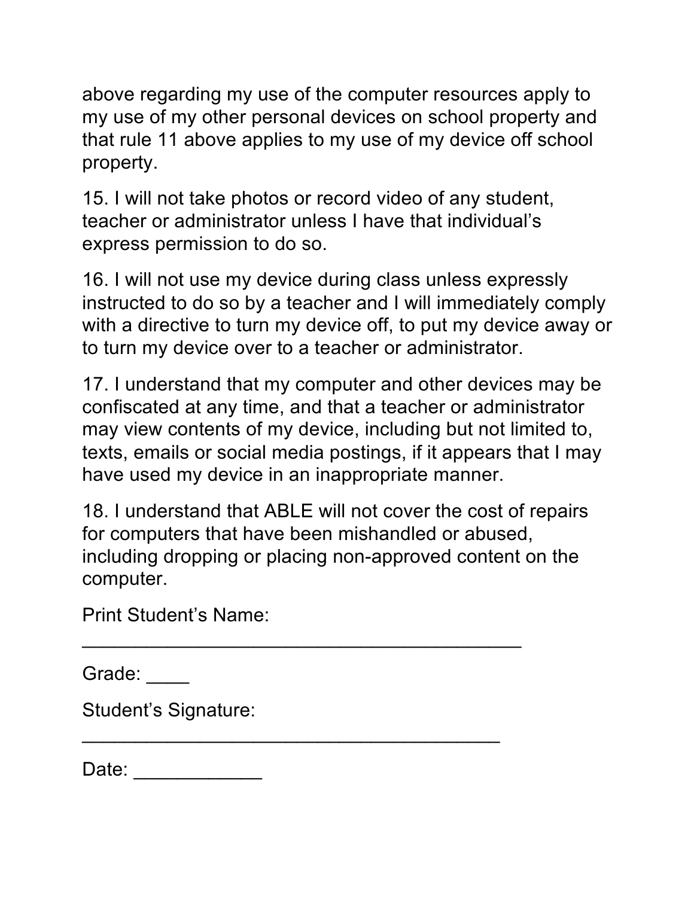above regarding my use of the computer resources apply to my use of my other personal devices on school property and that rule 11 above applies to my use of my device off school property.

15. I will not take photos or record video of any student, teacher or administrator unless I have that individual's express permission to do so.

16. I will not use my device during class unless expressly instructed to do so by a teacher and I will immediately comply with a directive to turn my device off, to put my device away or to turn my device over to a teacher or administrator.

17. I understand that my computer and other devices may be confiscated at any time, and that a teacher or administrator may view contents of my device, including but not limited to, texts, emails or social media postings, if it appears that I may have used my device in an inappropriate manner.

18. I understand that ABLE will not cover the cost of repairs for computers that have been mishandled or abused, including dropping or placing non-approved content on the computer.

Print Student's Name: ________________________________________

Grade: ____

Student's Signature: ______________________________________

Date: ____________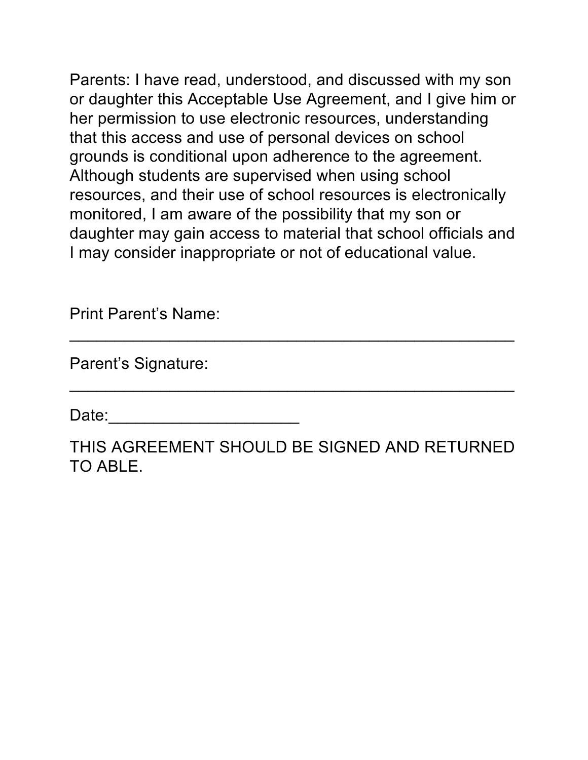Parents: I have read, understood, and discussed with my son or daughter this Acceptable Use Agreement, and I give him or her permission to use electronic resources, understanding that this access and use of personal devices on school grounds is conditional upon adherence to the agreement. Although students are supervised when using school resources, and their use of school resources is electronically monitored, I am aware of the possibility that my son or daughter may gain access to material that school officials and I may consider inappropriate or not of educational value.

Print Parent's Name: ______________________________________________

Parent's Signature: ______________________________________________

Date:_____________________

THIS AGREEMENT SHOULD BE SIGNED AND RETURNED TO ABLE.